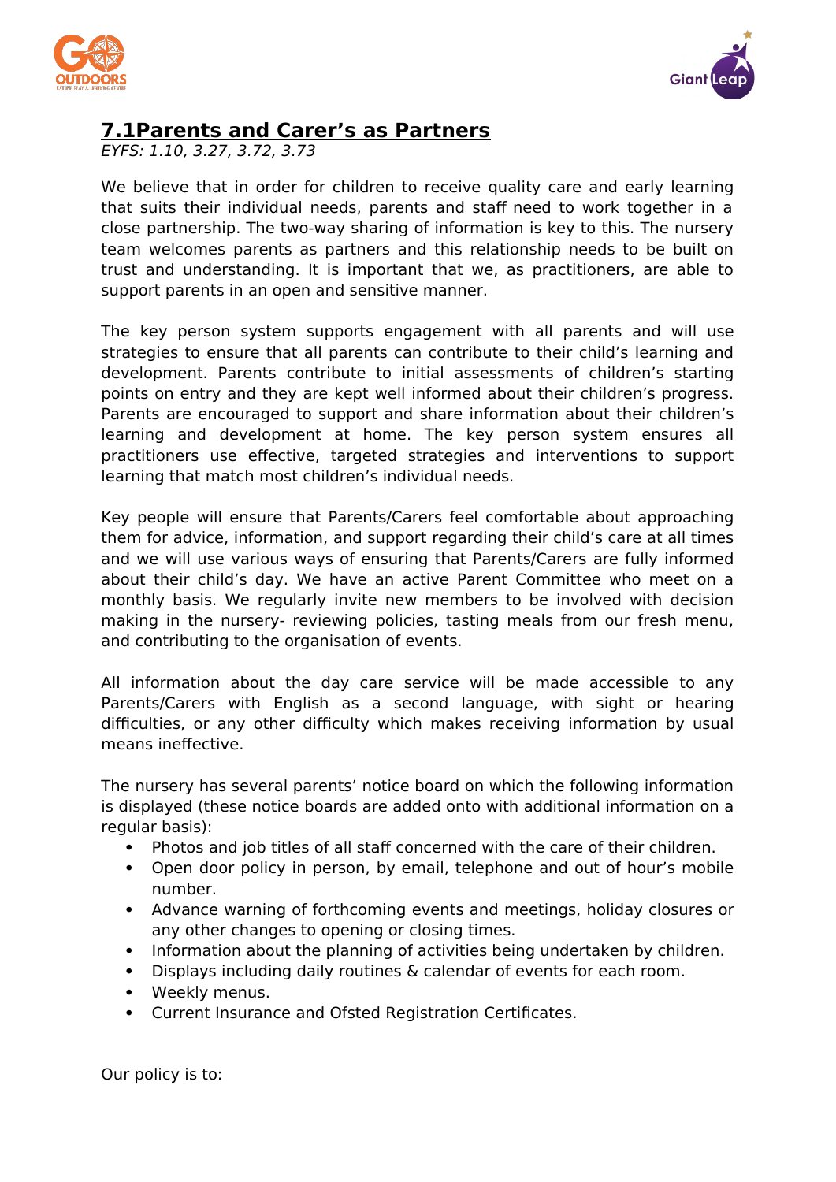# 7.1Parents and Carer's as Partners

*EYFS: 1.10, 3.27, 3.72, 3.73*

We believe that in order for children to receive quality care and early learning that suits their individual needs, parents and staff need to work together in a close partnership. The two-way sharing of information is key to this. The nursery team welcomes parents as partners and this relationship needs to be built on trust and understanding. It is important that we, as practitioners, are able to support parents in an open and sensitive manner.

The key person system supports engagement with all parents and will use strategies to ensure that all parents can contribute to their child's learning and development. Parents contribute to initial assessments of children's starting points on entry and they are kept well informed about their children's progress. Parents are encouraged to support and share information about their children's learning and development at home. The key person system ensures all practitioners use effective, targeted strategies and interventions to support learning that match most children's individual needs.

Key people will ensure that Parents/Carers feel comfortable about approaching them for advice, information, and support regarding their child's care at all times and we will use various ways of ensuring that Parents/Carers are fully informed about their child's day. We have an active Parent Committee who meet on a monthly basis. We regularly invite new members to be involved with decision making in the nursery- reviewing policies, tasting meals from our fresh menu, and contributing to the organisation of events.

All information about the day care service will be made accessible to any Parents/Carers with English as a second language, with sight or hearing difficulties, or any other difficulty which makes receiving information by usual means ineffective.

The nursery has several parents' notice board on which the following information is displayed (these notice boards are added onto with additional information on a regular basis):

- Photos and job titles of all staff concerned with the care of their children.
- Open door policy in person, by email, telephone and out of hour's mobile number.
- Advance warning of forthcoming events and meetings, holiday closures or any other changes to opening or closing times.
- Information about the planning of activities being undertaken by children.
- Displays including daily routines & calendar of events for each room.
- Weekly menus.
- Current Insurance and Ofsted Registration Certificates.

Our policy is to: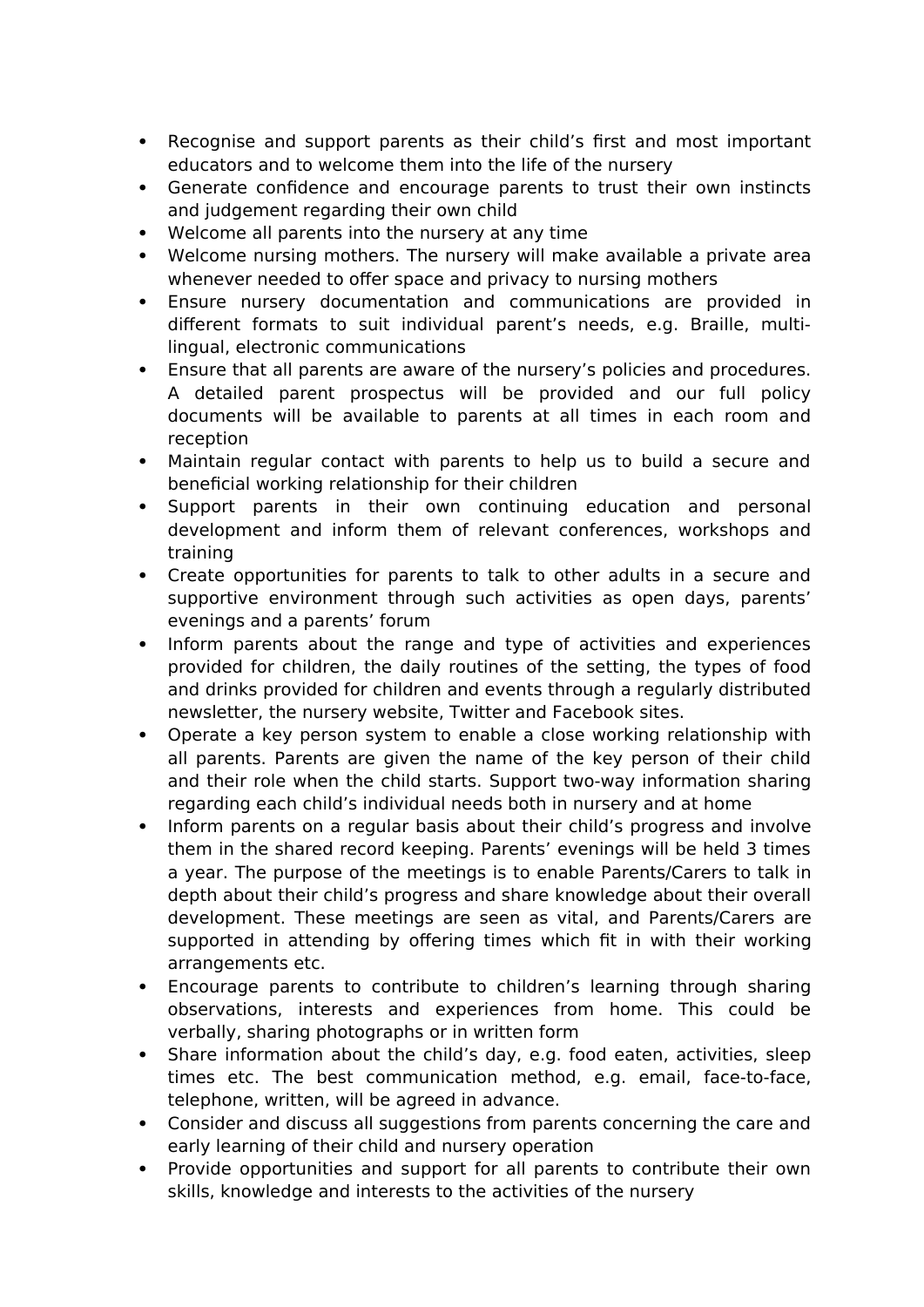- Recognise and support parents as their child's first and most important educators and to welcome them into the life of the nursery
- Generate confidence and encourage parents to trust their own instincts and judgement regarding their own child
- Welcome all parents into the nursery at any time
- Welcome nursing mothers. The nursery will make available a private area whenever needed to offer space and privacy to nursing mothers
- Ensure nursery documentation and communications are provided in different formats to suit individual parent's needs, e.g. Braille, multi-lingual, electronic communications
- Ensure that all parents are aware of the nursery's policies and procedures. A detailed parent prospectus will be provided and our full policy documents will be available to parents at all times in each room and reception
- Maintain regular contact with parents to help us to build a secure and beneficial working relationship for their children
- Support parents in their own continuing education and personal development and inform them of relevant conferences, workshops and training
- Create opportunities for parents to talk to other adults in a secure and supportive environment through such activities as open days, parents' evenings and a parents' forum
- Inform parents about the range and type of activities and experiences provided for children, the daily routines of the setting, the types of food and drinks provided for children and events through a regularly distributed newsletter, the nursery website, Twitter and Facebook sites.
- Operate a key person system to enable a close working relationship with all parents. Parents are given the name of the key person of their child and their role when the child starts. Support two-way information sharing regarding each child's individual needs both in nursery and at home
- Inform parents on a regular basis about their child's progress and involve them in the shared record keeping. Parents' evenings will be held 3 times a year. The purpose of the meetings is to enable Parents/Carers to talk in depth about their child's progress and share knowledge about their overall development. These meetings are seen as vital, and Parents/Carers are supported in attending by offering times which fit in with their working arrangements etc.
- Encourage parents to contribute to children's learning through sharing observations, interests and experiences from home. This could be verbally, sharing photographs or in written form
- Share information about the child's day, e.g. food eaten, activities, sleep times etc. The best communication method, e.g. email, face-to-face, telephone, written, will be agreed in advance.
- Consider and discuss all suggestions from parents concerning the care and early learning of their child and nursery operation
- Provide opportunities and support for all parents to contribute their own skills, knowledge and interests to the activities of the nursery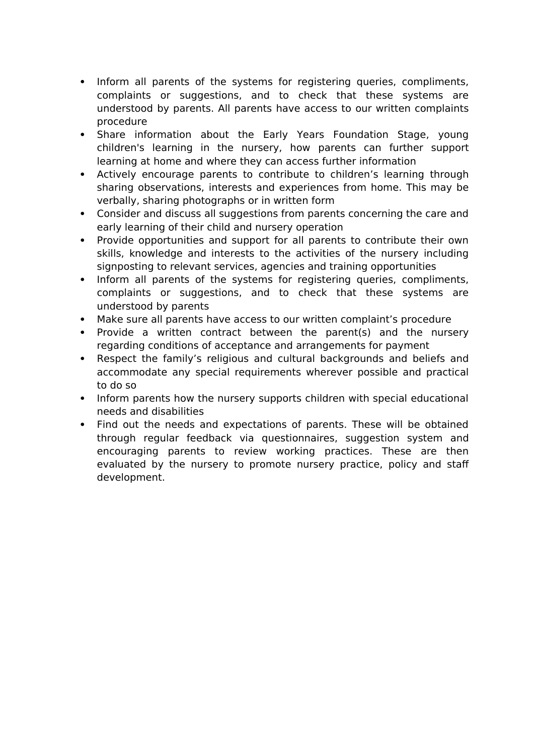- Inform all parents of the systems for registering queries, compliments, complaints or suggestions, and to check that these systems are understood by parents. All parents have access to our written complaints procedure
- Share information about the Early Years Foundation Stage, young children's learning in the nursery, how parents can further support learning at home and where they can access further information
- Actively encourage parents to contribute to children's learning through sharing observations, interests and experiences from home. This may be verbally, sharing photographs or in written form
- Consider and discuss all suggestions from parents concerning the care and early learning of their child and nursery operation
- Provide opportunities and support for all parents to contribute their own skills, knowledge and interests to the activities of the nursery including signposting to relevant services, agencies and training opportunities
- Inform all parents of the systems for registering queries, compliments, complaints or suggestions, and to check that these systems are understood by parents
- Make sure all parents have access to our written complaint's procedure
- Provide a written contract between the parent(s) and the nursery regarding conditions of acceptance and arrangements for payment
- Respect the family's religious and cultural backgrounds and beliefs and accommodate any special requirements wherever possible and practical to do so
- Inform parents how the nursery supports children with special educational needs and disabilities
- Find out the needs and expectations of parents. These will be obtained through regular feedback via questionnaires, suggestion system and encouraging parents to review working practices. These are then evaluated by the nursery to promote nursery practice, policy and staff development.